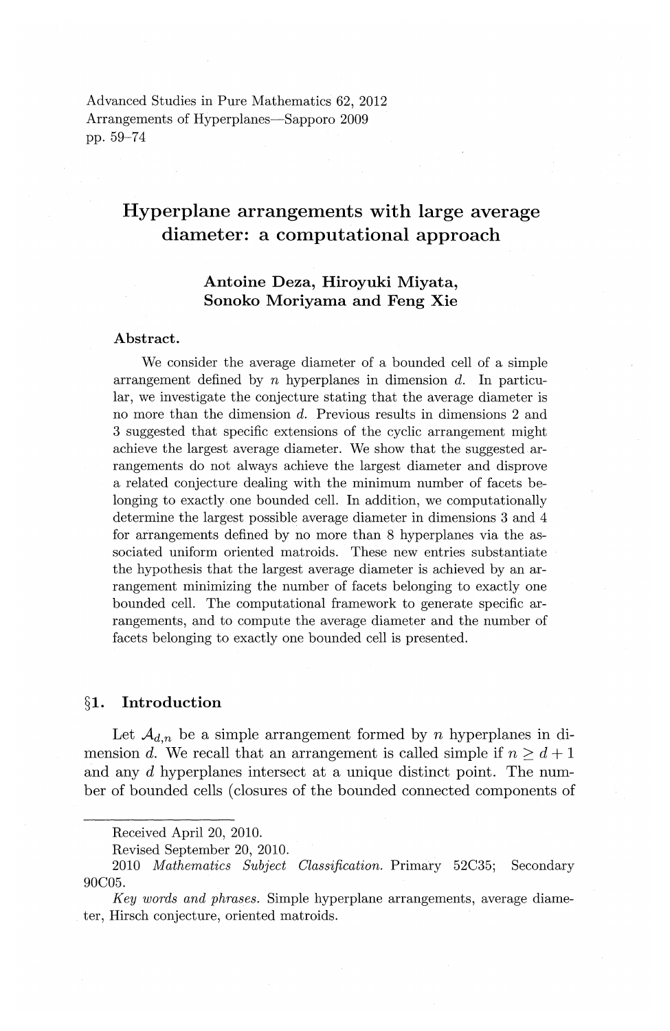Advanced Studies in Pure Mathematics 62, 2012
Arrangements of Hyperplanes—Sapporo 2009
pp. 59–74

# Hyperplane arrangements with large average diameter: a computational approach

**Antoine Deza, Hiroyuki Miyata, Sonoko Moriyama and Feng Xie**

**Abstract.**

We consider the average diameter of a bounded cell of a simple arrangement defined by $n$ hyperplanes in dimension $d$. In particular, we investigate the conjecture stating that the average diameter is no more than the dimension $d$. Previous results in dimensions 2 and 3 suggested that specific extensions of the cyclic arrangement might achieve the largest average diameter. We show that the suggested arrangements do not always achieve the largest diameter and disprove a related conjecture dealing with the minimum number of facets belonging to exactly one bounded cell. In addition, we computationally determine the largest possible average diameter in dimensions 3 and 4 for arrangements defined by no more than 8 hyperplanes via the associated uniform oriented matroids. These new entries substantiate the hypothesis that the largest average diameter is achieved by an arrangement minimizing the number of facets belonging to exactly one bounded cell. The computational framework to generate specific arrangements, and to compute the average diameter and the number of facets belonging to exactly one bounded cell is presented.

## §1. Introduction

Let $\mathcal{A}_{d,n}$ be a simple arrangement formed by $n$ hyperplanes in dimension $d$. We recall that an arrangement is called simple if $n \geq d+1$ and any $d$ hyperplanes intersect at a unique distinct point. The number of bounded cells (closures of the bounded connected components of

---

Received April 20, 2010.
Revised September 20, 2010.
2010 *Mathematics Subject Classification.* Primary 52C35; Secondary 90C05.
*Key words and phrases.* Simple hyperplane arrangements, average diameter, Hirsch conjecture, oriented matroids.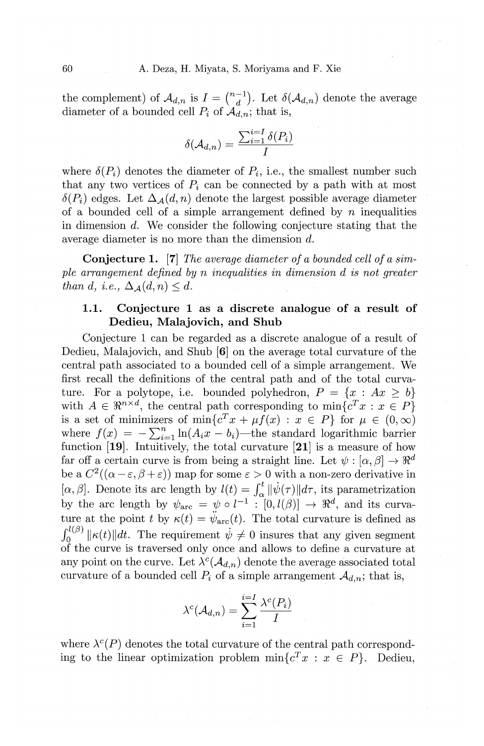the complement) of $\mathcal{A}_{d,n}$ is $I = \binom{n-1}{d}$. Let $\delta(\mathcal{A}_{d,n})$ denote the average diameter of a bounded cell $P_i$ of $\mathcal{A}_{d,n}$; that is,

$$\delta(\mathcal{A}_{d,n}) = \frac{\sum_{i=1}^{i=I} \delta(P_i)}{I}$$

where $\delta(P_i)$ denotes the diameter of $P_i$, i.e., the smallest number such that any two vertices of $P_i$ can be connected by a path with at most $\delta(P_i)$ edges. Let $\Delta_{\mathcal{A}}(d, n)$ denote the largest possible average diameter of a bounded cell of a simple arrangement defined by $n$ inequalities in dimension $d$. We consider the following conjecture stating that the average diameter is no more than the dimension $d$.

**Conjecture 1.** [7] *The average diameter of a bounded cell of a simple arrangement defined by $n$ inequalities in dimension $d$ is not greater than $d$, i.e., $\Delta_{\mathcal{A}}(d, n) \leq d$.*

### 1.1. Conjecture 1 as a discrete analogue of a result of Dedieu, Malajovich, and Shub

Conjecture 1 can be regarded as a discrete analogue of a result of Dedieu, Malajovich, and Shub [6] on the average total curvature of the central path associated to a bounded cell of a simple arrangement. We first recall the definitions of the central path and of the total curvature. For a polytope, i.e. bounded polyhedron, $P = \{x : Ax \geq b\}$ with $A \in \Re^{n \times d}$, the central path corresponding to $\min\{c^T x : x \in P\}$ is a set of minimizers of $\min\{c^T x + \mu f(x) : x \in P\}$ for $\mu \in (0, \infty)$ where $f(x) = -\sum_{i=1}^{n} \ln(A_i x - b_i)$—the standard logarithmic barrier function [19]. Intuitively, the total curvature [21] is a measure of how far off a certain curve is from being a straight line. Let $\psi : [\alpha, \beta] \to \Re^d$ be a $C^2((\alpha - \varepsilon, \beta + \varepsilon))$ map for some $\varepsilon > 0$ with a non-zero derivative in $[\alpha, \beta]$. Denote its arc length by $l(t) = \int_{\alpha}^{t} \|\dot{\psi}(\tau)\| d\tau$, its parametrization by the arc length by $\psi_{\text{arc}} = \psi \circ l^{-1} : [0, l(\beta)] \to \Re^d$, and its curvature at the point $t$ by $\kappa(t) = \ddot{\psi}_{\text{arc}}(t)$. The total curvature is defined as $\int_0^{l(\beta)} \|\kappa(t)\| dt$. The requirement $\dot{\psi} \neq 0$ insures that any given segment of the curve is traversed only once and allows to define a curvature at any point on the curve. Let $\lambda^c(\mathcal{A}_{d,n})$ denote the average associated total curvature of a bounded cell $P_i$ of a simple arrangement $\mathcal{A}_{d,n}$; that is,

$$\lambda^c(\mathcal{A}_{d,n}) = \sum_{i=1}^{i=I} \frac{\lambda^c(P_i)}{I}$$

where $\lambda^c(P)$ denotes the total curvature of the central path corresponding to the linear optimization problem $\min\{c^T x : x \in P\}$. Dedieu,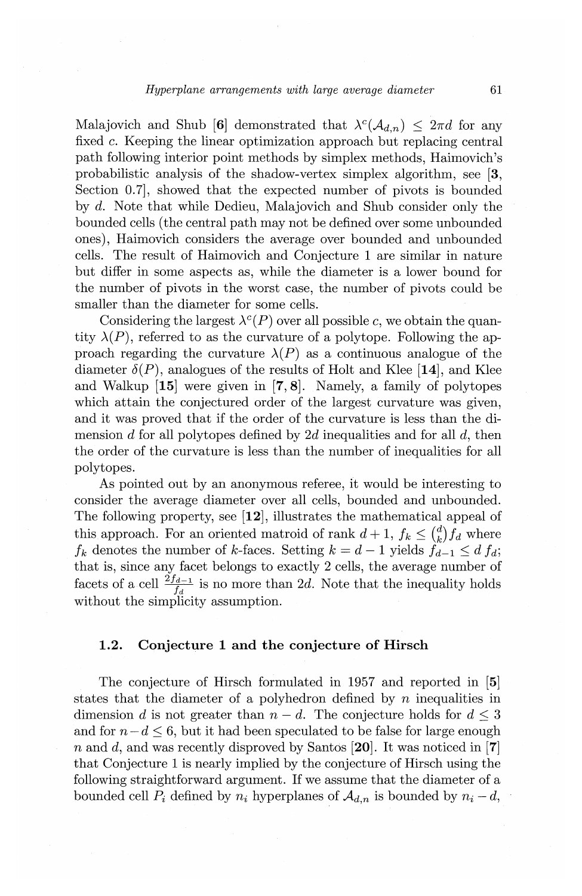Malajovich and Shub [6] demonstrated that $\lambda^c(\mathcal{A}_{d,n}) \leq 2\pi d$ for any fixed $c$. Keeping the linear optimization approach but replacing central path following interior point methods by simplex methods, Haimovich's probabilistic analysis of the shadow-vertex simplex algorithm, see [**3**, Section 0.7], showed that the expected number of pivots is bounded by $d$. Note that while Dedieu, Malajovich and Shub consider only the bounded cells (the central path may not be defined over some unbounded ones), Haimovich considers the average over bounded and unbounded cells. The result of Haimovich and Conjecture 1 are similar in nature but differ in some aspects as, while the diameter is a lower bound for the number of pivots in the worst case, the number of pivots could be smaller than the diameter for some cells.

Considering the largest $\lambda^c(P)$ over all possible $c$, we obtain the quantity $\lambda(P)$, referred to as the curvature of a polytope. Following the approach regarding the curvature $\lambda(P)$ as a continuous analogue of the diameter $\delta(P)$, analogues of the results of Holt and Klee [**14**], and Klee and Walkup [**15**] were given in [**7**, **8**]. Namely, a family of polytopes which attain the conjectured order of the largest curvature was given, and it was proved that if the order of the curvature is less than the dimension $d$ for all polytopes defined by $2d$ inequalities and for all $d$, then the order of the curvature is less than the number of inequalities for all polytopes.

As pointed out by an anonymous referee, it would be interesting to consider the average diameter over all cells, bounded and unbounded. The following property, see [**12**], illustrates the mathematical appeal of this approach. For an oriented matroid of rank $d+1$, $f_k \leq \binom{d}{k} f_d$ where $f_k$ denotes the number of $k$-faces. Setting $k = d-1$ yields $f_{d-1} \leq d\, f_d$; that is, since any facet belongs to exactly 2 cells, the average number of facets of a cell $\frac{2f_{d-1}}{f_d}$ is no more than $2d$. Note that the inequality holds without the simplicity assumption.

### 1.2. Conjecture 1 and the conjecture of Hirsch

The conjecture of Hirsch formulated in 1957 and reported in [**5**] states that the diameter of a polyhedron defined by $n$ inequalities in dimension $d$ is not greater than $n - d$. The conjecture holds for $d \leq 3$ and for $n - d \leq 6$, but it had been speculated to be false for large enough $n$ and $d$, and was recently disproved by Santos [**20**]. It was noticed in [**7**] that Conjecture 1 is nearly implied by the conjecture of Hirsch using the following straightforward argument. If we assume that the diameter of a bounded cell $P_i$ defined by $n_i$ hyperplanes of $\mathcal{A}_{d,n}$ is bounded by $n_i - d$,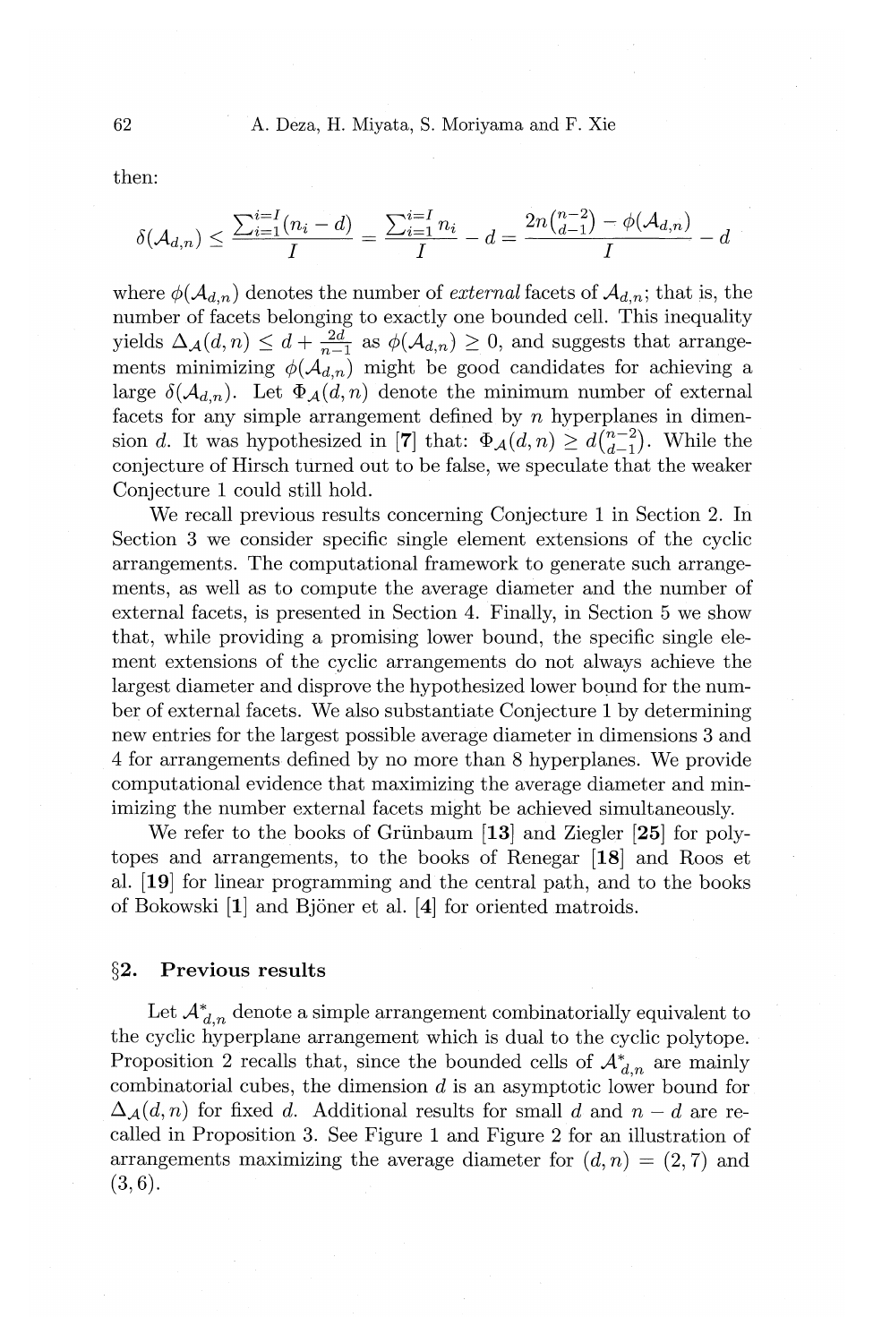then:

$$\delta(\mathcal{A}_{d,n}) \leq \frac{\sum_{i=1}^{i=I}(n_i - d)}{I} = \frac{\sum_{i=1}^{i=I} n_i}{I} - d = \frac{2n\binom{n-2}{d-1} - \phi(\mathcal{A}_{d,n})}{I} - d$$

where $\phi(\mathcal{A}_{d,n})$ denotes the number of *external* facets of $\mathcal{A}_{d,n}$; that is, the number of facets belonging to exactly one bounded cell. This inequality yields $\Delta_{\mathcal{A}}(d,n) \leq d + \frac{2d}{n-1}$ as $\phi(\mathcal{A}_{d,n}) \geq 0$, and suggests that arrangements minimizing $\phi(\mathcal{A}_{d,n})$ might be good candidates for achieving a large $\delta(\mathcal{A}_{d,n})$. Let $\Phi_{\mathcal{A}}(d,n)$ denote the minimum number of external facets for any simple arrangement defined by $n$ hyperplanes in dimension $d$. It was hypothesized in [**7**] that: $\Phi_{\mathcal{A}}(d,n) \geq d\binom{n-2}{d-1}$. While the conjecture of Hirsch turned out to be false, we speculate that the weaker Conjecture 1 could still hold.

We recall previous results concerning Conjecture 1 in Section 2. In Section 3 we consider specific single element extensions of the cyclic arrangements. The computational framework to generate such arrangements, as well as to compute the average diameter and the number of external facets, is presented in Section 4. Finally, in Section 5 we show that, while providing a promising lower bound, the specific single element extensions of the cyclic arrangements do not always achieve the largest diameter and disprove the hypothesized lower bound for the number of external facets. We also substantiate Conjecture 1 by determining new entries for the largest possible average diameter in dimensions 3 and 4 for arrangements defined by no more than 8 hyperplanes. We provide computational evidence that maximizing the average diameter and minimizing the number external facets might be achieved simultaneously.

We refer to the books of Grünbaum [**13**] and Ziegler [**25**] for polytopes and arrangements, to the books of Renegar [**18**] and Roos et al. [**19**] for linear programming and the central path, and to the books of Bokowski [**1**] and Bjöner et al. [**4**] for oriented matroids.

## §2. Previous results

Let $\mathcal{A}^*_{d,n}$ denote a simple arrangement combinatorially equivalent to the cyclic hyperplane arrangement which is dual to the cyclic polytope. Proposition 2 recalls that, since the bounded cells of $\mathcal{A}^*_{d,n}$ are mainly combinatorial cubes, the dimension $d$ is an asymptotic lower bound for $\Delta_{\mathcal{A}}(d,n)$ for fixed $d$. Additional results for small $d$ and $n-d$ are recalled in Proposition 3. See Figure 1 and Figure 2 for an illustration of arrangements maximizing the average diameter for $(d,n) = (2,7)$ and $(3,6)$.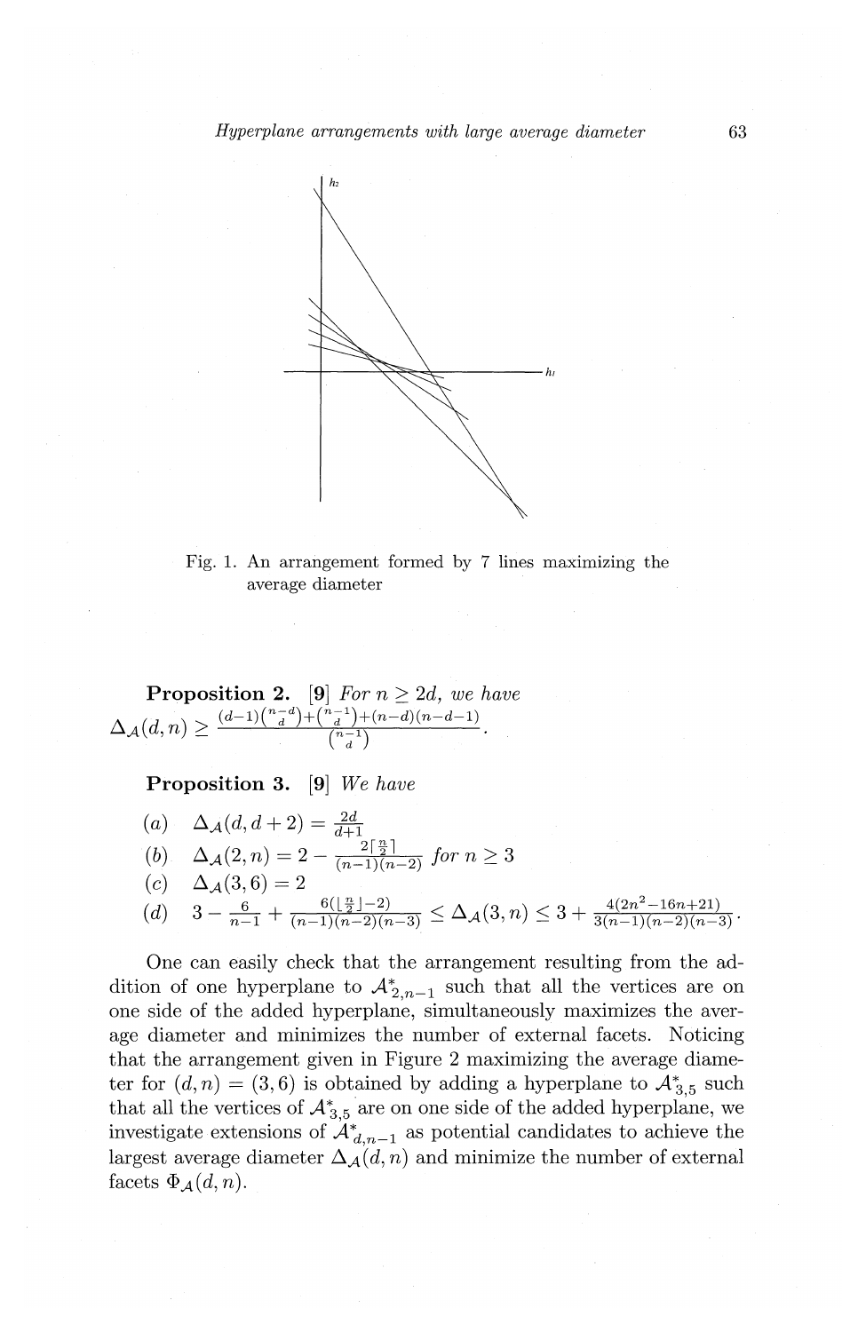Fig. 1. An arrangement formed by 7 lines maximizing the average diameter

**Proposition 2.** [9] *For $n \geq 2d$, we have*
$\Delta_{\mathcal{A}}(d,n) \geq \frac{(d-1)\binom{n-d}{d}+\binom{n-1}{d}+(n-d)(n-d-1)}{\binom{n-1}{d}}$.

**Proposition 3.** [9] *We have*

$(a)\quad \Delta_{\mathcal{A}}(d,d+2) = \frac{2d}{d+1}$

$(b)\quad \Delta_{\mathcal{A}}(2,n) = 2 - \frac{2\lceil \frac{n}{2} \rceil}{(n-1)(n-2)}$ *for $n \geq 3$*

$(c)\quad \Delta_{\mathcal{A}}(3,6) = 2$

$(d)\quad 3 - \frac{6}{n-1} + \frac{6(\lfloor \frac{n}{2} \rfloor - 2)}{(n-1)(n-2)(n-3)} \leq \Delta_{\mathcal{A}}(3,n) \leq 3 + \frac{4(2n^2-16n+21)}{3(n-1)(n-2)(n-3)}$.

One can easily check that the arrangement resulting from the addition of one hyperplane to $\mathcal{A}^*_{2,n-1}$ such that all the vertices are on one side of the added hyperplane, simultaneously maximizes the average diameter and minimizes the number of external facets. Noticing that the arrangement given in Figure 2 maximizing the average diameter for $(d,n) = (3,6)$ is obtained by adding a hyperplane to $\mathcal{A}^*_{3,5}$ such that all the vertices of $\mathcal{A}^*_{3,5}$ are on one side of the added hyperplane, we investigate extensions of $\mathcal{A}^*_{d,n-1}$ as potential candidates to achieve the largest average diameter $\Delta_{\mathcal{A}}(d,n)$ and minimize the number of external facets $\Phi_{\mathcal{A}}(d,n)$.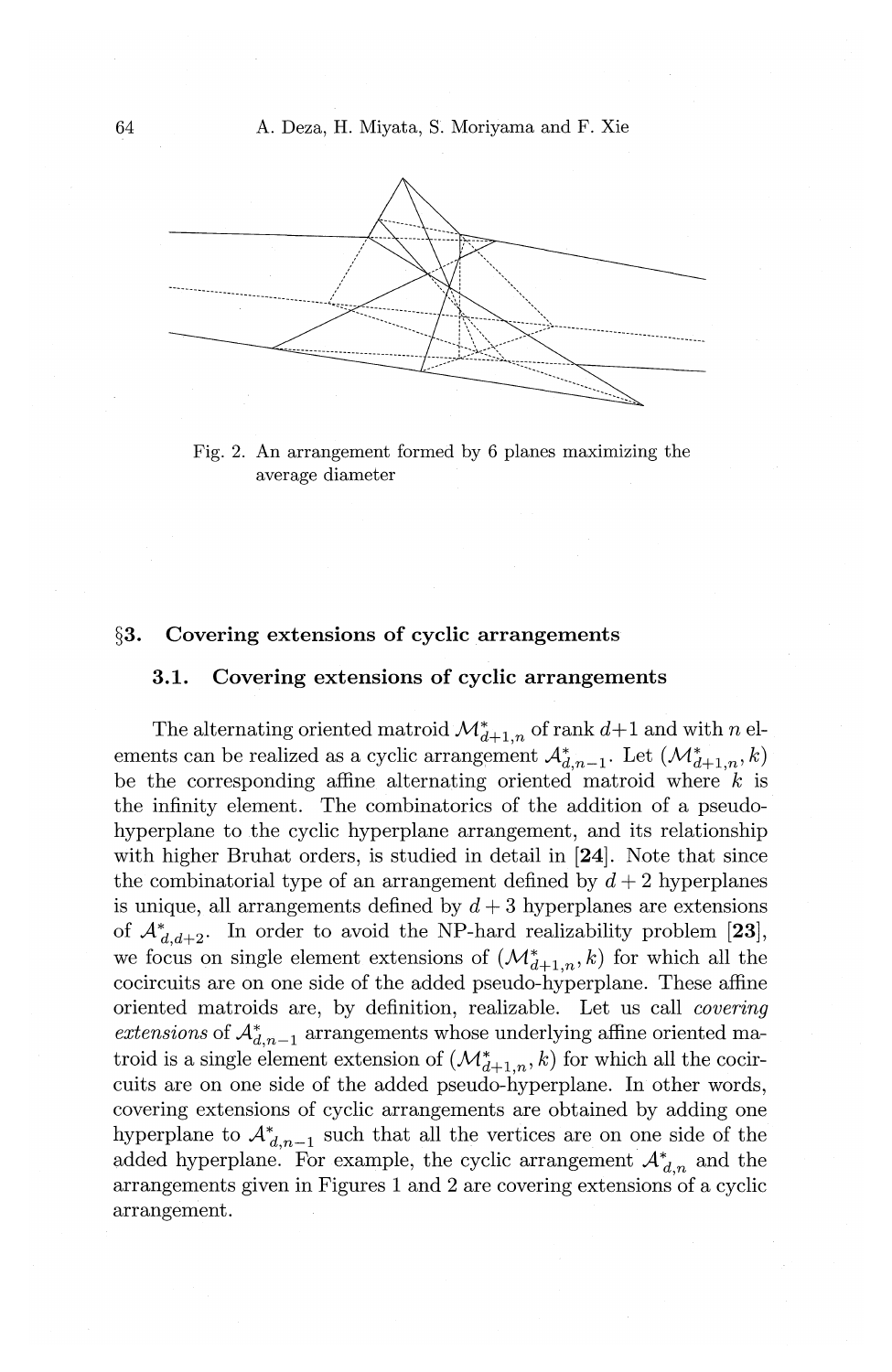Fig. 2. An arrangement formed by 6 planes maximizing the average diameter

## §3. Covering extensions of cyclic arrangements

### 3.1. Covering extensions of cyclic arrangements

The alternating oriented matroid $\mathcal{M}^*_{d+1,n}$ of rank $d+1$ and with $n$ elements can be realized as a cyclic arrangement $\mathcal{A}^*_{d,n-1}$. Let $(\mathcal{M}^*_{d+1,n}, k)$ be the corresponding affine alternating oriented matroid where $k$ is the infinity element. The combinatorics of the addition of a pseudo-hyperplane to the cyclic hyperplane arrangement, and its relationship with higher Bruhat orders, is studied in detail in [**24**]. Note that since the combinatorial type of an arrangement defined by $d+2$ hyperplanes is unique, all arrangements defined by $d+3$ hyperplanes are extensions of $\mathcal{A}^*_{d,d+2}$. In order to avoid the NP-hard realizability problem [**23**], we focus on single element extensions of $(\mathcal{M}^*_{d+1,n}, k)$ for which all the cocircuits are on one side of the added pseudo-hyperplane. These affine oriented matroids are, by definition, realizable. Let us call *covering extensions* of $\mathcal{A}^*_{d,n-1}$ arrangements whose underlying affine oriented matroid is a single element extension of $(\mathcal{M}^*_{d+1,n}, k)$ for which all the cocircuits are on one side of the added pseudo-hyperplane. In other words, covering extensions of cyclic arrangements are obtained by adding one hyperplane to $\mathcal{A}^*_{d,n-1}$ such that all the vertices are on one side of the added hyperplane. For example, the cyclic arrangement $\mathcal{A}^*_{d,n}$ and the arrangements given in Figures 1 and 2 are covering extensions of a cyclic arrangement.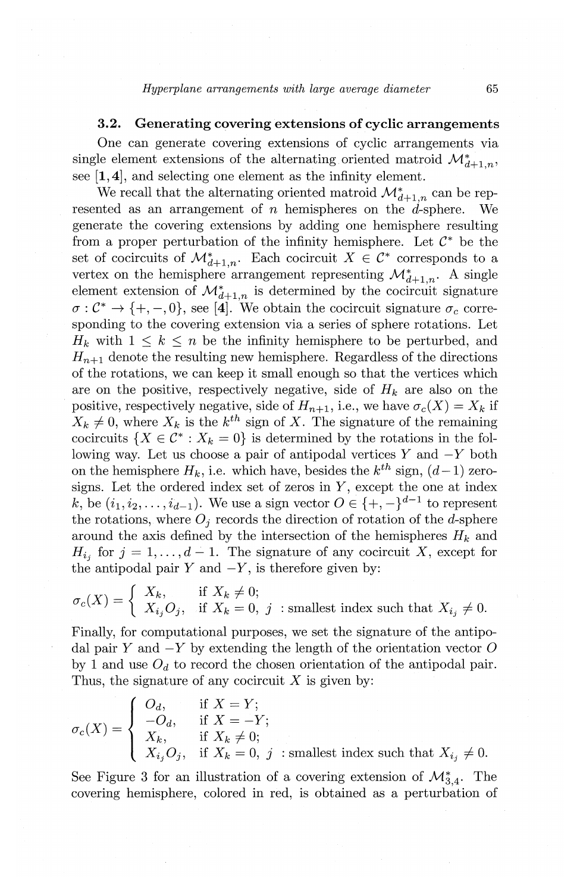### 3.2. Generating covering extensions of cyclic arrangements

One can generate covering extensions of cyclic arrangements via single element extensions of the alternating oriented matroid $\mathcal{M}^*_{d+1,n}$, see [**1**, **4**], and selecting one element as the infinity element.

We recall that the alternating oriented matroid $\mathcal{M}^*_{d+1,n}$ can be represented as an arrangement of $n$ hemispheres on the $d$-sphere. We generate the covering extensions by adding one hemisphere resulting from a proper perturbation of the infinity hemisphere. Let $\mathcal{C}^*$ be the set of cocircuits of $\mathcal{M}^*_{d+1,n}$. Each cocircuit $X \in \mathcal{C}^*$ corresponds to a vertex on the hemisphere arrangement representing $\mathcal{M}^*_{d+1,n}$. A single element extension of $\mathcal{M}^*_{d+1,n}$ is determined by the cocircuit signature $\sigma : \mathcal{C}^* \to \{+,-,0\}$, see [**4**]. We obtain the cocircuit signature $\sigma_c$ corresponding to the covering extension via a series of sphere rotations. Let $H_k$ with $1 \leq k \leq n$ be the infinity hemisphere to be perturbed, and $H_{n+1}$ denote the resulting new hemisphere. Regardless of the directions of the rotations, we can keep it small enough so that the vertices which are on the positive, respectively negative, side of $H_k$ are also on the positive, respectively negative, side of $H_{n+1}$, i.e., we have $\sigma_c(X) = X_k$ if $X_k \neq 0$, where $X_k$ is the $k^{th}$ sign of $X$. The signature of the remaining cocircuits $\{X \in \mathcal{C}^* : X_k = 0\}$ is determined by the rotations in the following way. Let us choose a pair of antipodal vertices $Y$ and $-Y$ both on the hemisphere $H_k$, i.e. which have, besides the $k^{th}$ sign, $(d-1)$ zero-signs. Let the ordered index set of zeros in $Y$, except the one at index $k$, be $(i_1, i_2, \ldots, i_{d-1})$. We use a sign vector $O \in \{+,-\}^{d-1}$ to represent the rotations, where $O_j$ records the direction of rotation of the $d$-sphere around the axis defined by the intersection of the hemispheres $H_k$ and $H_{i_j}$ for $j = 1, \ldots, d-1$. The signature of any cocircuit $X$, except for the antipodal pair $Y$ and $-Y$, is therefore given by:

$$\sigma_c(X) = \begin{cases} X_k, & \text{if } X_k \neq 0; \\ X_{i_j} O_j, & \text{if } X_k = 0,\ j\ \text{: smallest index such that } X_{i_j} \neq 0. \end{cases}$$

Finally, for computational purposes, we set the signature of the antipodal pair $Y$ and $-Y$ by extending the length of the orientation vector $O$ by 1 and use $O_d$ to record the chosen orientation of the antipodal pair. Thus, the signature of any cocircuit $X$ is given by:

$$\sigma_c(X) = \begin{cases} O_d, & \text{if } X = Y; \\ -O_d, & \text{if } X = -Y; \\ X_k, & \text{if } X_k \neq 0; \\ X_{i_j} O_j, & \text{if } X_k = 0,\ j\ \text{: smallest index such that } X_{i_j} \neq 0. \end{cases}$$

See Figure 3 for an illustration of a covering extension of $\mathcal{M}^*_{3,4}$. The covering hemisphere, colored in red, is obtained as a perturbation of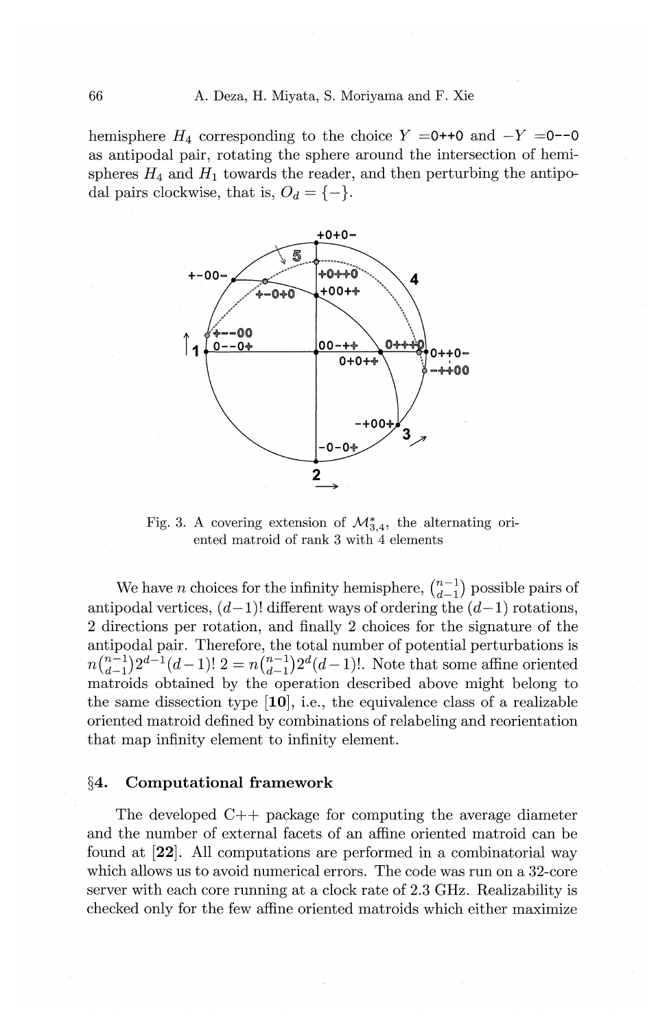hemisphere $H_4$ corresponding to the choice $Y$ =0++0 and $-Y$ =0--0 as antipodal pair, rotating the sphere around the intersection of hemispheres $H_4$ and $H_1$ towards the reader, and then perturbing the antipodal pairs clockwise, that is, $O_d = \{-\}$.

Fig. 3. A covering extension of $\mathcal{M}^*_{3,4}$, the alternating oriented matroid of rank 3 with 4 elements

We have $n$ choices for the infinity hemisphere, $\binom{n-1}{d-1}$ possible pairs of antipodal vertices, $(d-1)!$ different ways of ordering the $(d-1)$ rotations, 2 directions per rotation, and finally 2 choices for the signature of the antipodal pair. Therefore, the total number of potential perturbations is $n\binom{n-1}{d-1}2^{d-1}(d-1)!\ 2 = n\binom{n-1}{d-1}2^d(d-1)!$. Note that some affine oriented matroids obtained by the operation described above might belong to the same dissection type [**10**], i.e., the equivalence class of a realizable oriented matroid defined by combinations of relabeling and reorientation that map infinity element to infinity element.

## §4. Computational framework

The developed C++ package for computing the average diameter and the number of external facets of an affine oriented matroid can be found at [**22**]. All computations are performed in a combinatorial way which allows us to avoid numerical errors. The code was run on a 32-core server with each core running at a clock rate of 2.3 GHz. Realizability is checked only for the few affine oriented matroids which either maximize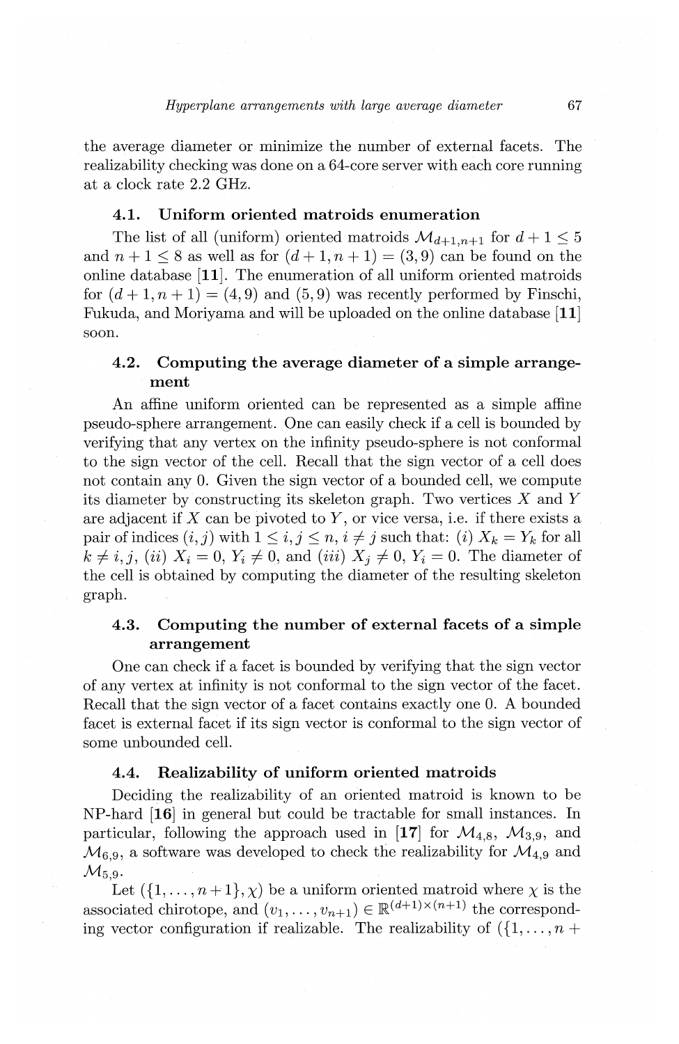the average diameter or minimize the number of external facets. The realizability checking was done on a 64-core server with each core running at a clock rate 2.2 GHz.

### 4.1. Uniform oriented matroids enumeration

The list of all (uniform) oriented matroids $\mathcal{M}_{d+1,n+1}$ for $d+1 \leq 5$ and $n+1 \leq 8$ as well as for $(d+1, n+1) = (3, 9)$ can be found on the online database [**11**]. The enumeration of all uniform oriented matroids for $(d+1, n+1) = (4, 9)$ and $(5, 9)$ was recently performed by Finschi, Fukuda, and Moriyama and will be uploaded on the online database [**11**] soon.

### 4.2. Computing the average diameter of a simple arrangement

An affine uniform oriented can be represented as a simple affine pseudo-sphere arrangement. One can easily check if a cell is bounded by verifying that any vertex on the infinity pseudo-sphere is not conformal to the sign vector of the cell. Recall that the sign vector of a cell does not contain any 0. Given the sign vector of a bounded cell, we compute its diameter by constructing its skeleton graph. Two vertices $X$ and $Y$ are adjacent if $X$ can be pivoted to $Y$, or vice versa, i.e. if there exists a pair of indices $(i, j)$ with $1 \leq i, j \leq n$, $i \neq j$ such that: $(i)$ $X_k = Y_k$ for all $k \neq i, j$, $(ii)$ $X_i = 0$, $Y_i \neq 0$, and $(iii)$ $X_j \neq 0$, $Y_i = 0$. The diameter of the cell is obtained by computing the diameter of the resulting skeleton graph.

### 4.3. Computing the number of external facets of a simple arrangement

One can check if a facet is bounded by verifying that the sign vector of any vertex at infinity is not conformal to the sign vector of the facet. Recall that the sign vector of a facet contains exactly one 0. A bounded facet is external facet if its sign vector is conformal to the sign vector of some unbounded cell.

### 4.4. Realizability of uniform oriented matroids

Deciding the realizability of an oriented matroid is known to be NP-hard [**16**] in general but could be tractable for small instances. In particular, following the approach used in [**17**] for $\mathcal{M}_{4,8}$, $\mathcal{M}_{3,9}$, and $\mathcal{M}_{6,9}$, a software was developed to check the realizability for $\mathcal{M}_{4,9}$ and $\mathcal{M}_{5,9}$.

Let $(\{1, \ldots, n+1\}, \chi)$ be a uniform oriented matroid where $\chi$ is the associated chirotope, and $(v_1, \ldots, v_{n+1}) \in \mathbb{R}^{(d+1)\times(n+1)}$ the corresponding vector configuration if realizable. The realizability of $(\{1, \ldots, n+$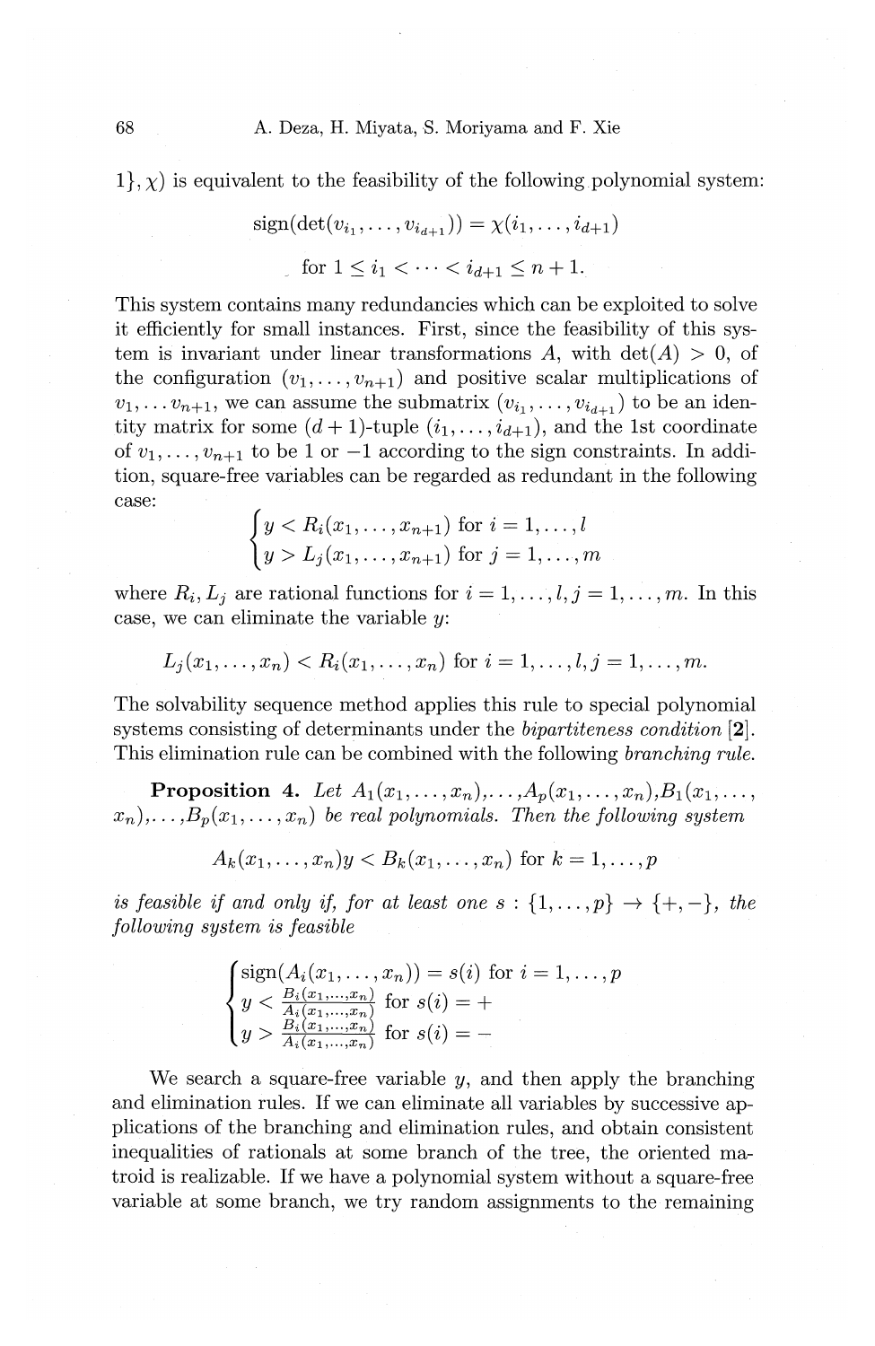$1\}, \chi)$ is equivalent to the feasibility of the following polynomial system:

$$\operatorname{sign}(\det(v_{i_1}, \ldots, v_{i_{d+1}})) = \chi(i_1, \ldots, i_{d+1})$$

$$\text{for } 1 \leq i_1 < \cdots < i_{d+1} \leq n+1.$$

This system contains many redundancies which can be exploited to solve it efficiently for small instances. First, since the feasibility of this system is invariant under linear transformations $A$, with $\det(A) > 0$, of the configuration $(v_1, \ldots, v_{n+1})$ and positive scalar multiplications of $v_1, \ldots v_{n+1}$, we can assume the submatrix $(v_{i_1}, \ldots, v_{i_{d+1}})$ to be an identity matrix for some $(d+1)$-tuple $(i_1, \ldots, i_{d+1})$, and the 1st coordinate of $v_1, \ldots, v_{n+1}$ to be 1 or $-1$ according to the sign constraints. In addition, square-free variables can be regarded as redundant in the following case:

$$\begin{cases} y < R_i(x_1, \ldots, x_{n+1}) \text{ for } i = 1, \ldots, l \\ y > L_j(x_1, \ldots, x_{n+1}) \text{ for } j = 1, \ldots, m \end{cases}$$

where $R_i, L_j$ are rational functions for $i = 1, \ldots, l, j = 1, \ldots, m$. In this case, we can eliminate the variable $y$:

$$L_j(x_1, \ldots, x_n) < R_i(x_1, \ldots, x_n) \text{ for } i = 1, \ldots, l, j = 1, \ldots, m.$$

The solvability sequence method applies this rule to special polynomial systems consisting of determinants under the *bipartiteness condition* [**2**]. This elimination rule can be combined with the following *branching rule*.

**Proposition 4.** *Let $A_1(x_1, \ldots, x_n), \ldots, A_p(x_1, \ldots, x_n), B_1(x_1, \ldots, x_n), \ldots, B_p(x_1, \ldots, x_n)$ be real polynomials. Then the following system*

$$A_k(x_1, \ldots, x_n)y < B_k(x_1, \ldots, x_n) \text{ for } k = 1, \ldots, p$$

*is feasible if and only if, for at least one $s : \{1, \ldots, p\} \to \{+, -\}$, the following system is feasible*

$$\begin{cases} \operatorname{sign}(A_i(x_1, \ldots, x_n)) = s(i) \text{ for } i = 1, \ldots, p \\ y < \frac{B_i(x_1, \ldots, x_n)}{A_i(x_1, \ldots, x_n)} \text{ for } s(i) = + \\ y > \frac{B_i(x_1, \ldots, x_n)}{A_i(x_1, \ldots, x_n)} \text{ for } s(i) = - \end{cases}$$

We search a square-free variable $y$, and then apply the branching and elimination rules. If we can eliminate all variables by successive applications of the branching and elimination rules, and obtain consistent inequalities of rationals at some branch of the tree, the oriented matroid is realizable. If we have a polynomial system without a square-free variable at some branch, we try random assignments to the remaining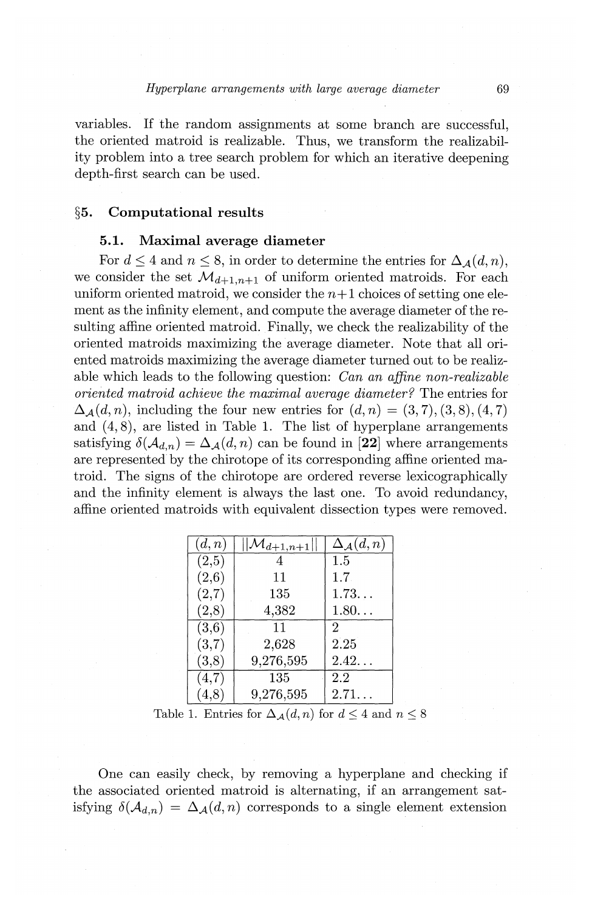variables. If the random assignments at some branch are successful, the oriented matroid is realizable. Thus, we transform the realizability problem into a tree search problem for which an iterative deepening depth-first search can be used.

## §5. Computational results

### 5.1. Maximal average diameter

For $d \leq 4$ and $n \leq 8$, in order to determine the entries for $\Delta_{\mathcal{A}}(d,n)$, we consider the set $\mathcal{M}_{d+1,n+1}$ of uniform oriented matroids. For each uniform oriented matroid, we consider the $n+1$ choices of setting one element as the infinity element, and compute the average diameter of the resulting affine oriented matroid. Finally, we check the realizability of the oriented matroids maximizing the average diameter. Note that all oriented matroids maximizing the average diameter turned out to be realizable which leads to the following question: *Can an affine non-realizable oriented matroid achieve the maximal average diameter?* The entries for $\Delta_{\mathcal{A}}(d,n)$, including the four new entries for $(d,n) = (3,7), (3,8), (4,7)$ and $(4,8)$, are listed in Table 1. The list of hyperplane arrangements satisfying $\delta(\mathcal{A}_{d,n}) = \Delta_{\mathcal{A}}(d,n)$ can be found in [**22**] where arrangements are represented by the chirotope of its corresponding affine oriented matroid. The signs of the chirotope are ordered reverse lexicographically and the infinity element is always the last one. To avoid redundancy, affine oriented matroids with equivalent dissection types were removed.

| $(d,n)$ | $\|\mathcal{M}_{d+1,n+1}\|$ | $\Delta_{\mathcal{A}}(d,n)$ |
|---|---|---|
| (2,5) | 4 | 1.5 |
| (2,6) | 11 | 1.7 |
| (2,7) | 135 | 1.73... |
| (2,8) | 4,382 | 1.80... |
| (3,6) | 11 | 2 |
| (3,7) | 2,628 | 2.25 |
| (3,8) | 9,276,595 | 2.42... |
| (4,7) | 135 | 2.2 |
| (4,8) | 9,276,595 | 2.71... |

Table 1. Entries for $\Delta_{\mathcal{A}}(d,n)$ for $d \leq 4$ and $n \leq 8$

One can easily check, by removing a hyperplane and checking if the associated oriented matroid is alternating, if an arrangement satisfying $\delta(\mathcal{A}_{d,n}) = \Delta_{\mathcal{A}}(d,n)$ corresponds to a single element extension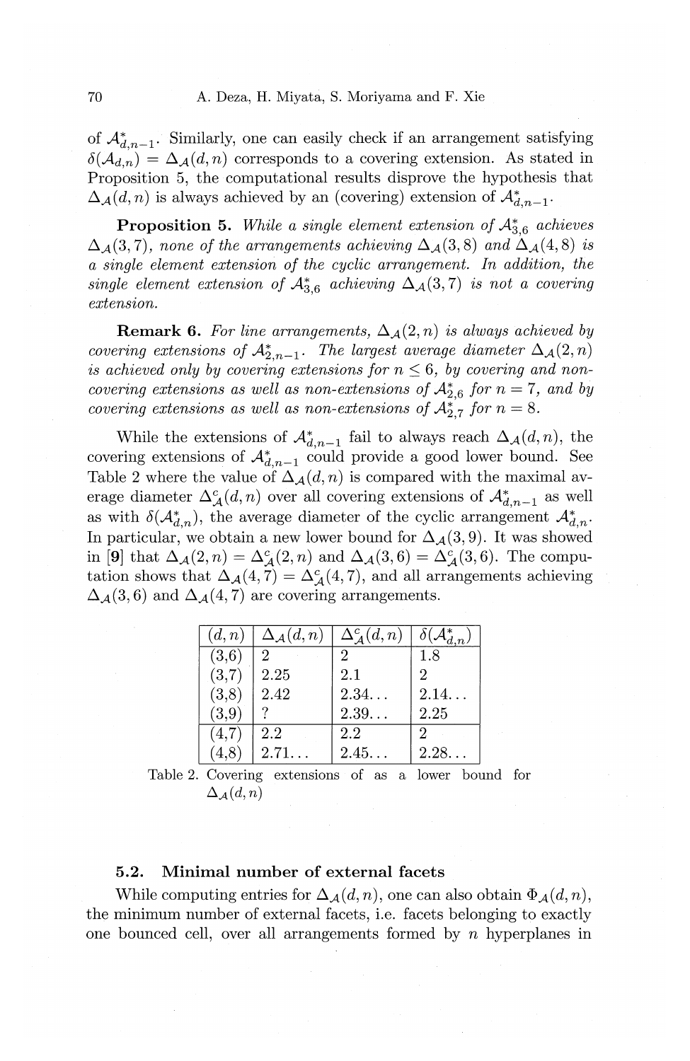of $\mathcal{A}^*_{d,n-1}$. Similarly, one can easily check if an arrangement satisfying $\delta(\mathcal{A}_{d,n}) = \Delta_{\mathcal{A}}(d,n)$ corresponds to a covering extension. As stated in Proposition 5, the computational results disprove the hypothesis that $\Delta_{\mathcal{A}}(d,n)$ is always achieved by an (covering) extension of $\mathcal{A}^*_{d,n-1}$.

**Proposition 5.** *While a single element extension of $\mathcal{A}^*_{3,6}$ achieves $\Delta_{\mathcal{A}}(3,7)$, none of the arrangements achieving $\Delta_{\mathcal{A}}(3,8)$ and $\Delta_{\mathcal{A}}(4,8)$ is a single element extension of the cyclic arrangement. In addition, the single element extension of $\mathcal{A}^*_{3,6}$ achieving $\Delta_{\mathcal{A}}(3,7)$ is not a covering extension.*

**Remark 6.** *For line arrangements, $\Delta_{\mathcal{A}}(2,n)$ is always achieved by covering extensions of $\mathcal{A}^*_{2,n-1}$. The largest average diameter $\Delta_{\mathcal{A}}(2,n)$ is achieved only by covering extensions for $n \leq 6$, by covering and non-covering extensions as well as non-extensions of $\mathcal{A}^*_{2,6}$ for $n = 7$, and by covering extensions as well as non-extensions of $\mathcal{A}^*_{2,7}$ for $n = 8$.*

While the extensions of $\mathcal{A}^*_{d,n-1}$ fail to always reach $\Delta_{\mathcal{A}}(d,n)$, the covering extensions of $\mathcal{A}^*_{d,n-1}$ could provide a good lower bound. See Table 2 where the value of $\Delta_{\mathcal{A}}(d,n)$ is compared with the maximal average diameter $\Delta^c_{\mathcal{A}}(d,n)$ over all covering extensions of $\mathcal{A}^*_{d,n-1}$ as well as with $\delta(\mathcal{A}^*_{d,n})$, the average diameter of the cyclic arrangement $\mathcal{A}^*_{d,n}$. In particular, we obtain a new lower bound for $\Delta_{\mathcal{A}}(3,9)$. It was showed in [9] that $\Delta_{\mathcal{A}}(2,n) = \Delta^c_{\mathcal{A}}(2,n)$ and $\Delta_{\mathcal{A}}(3,6) = \Delta^c_{\mathcal{A}}(3,6)$. The computation shows that $\Delta_{\mathcal{A}}(4,7) = \Delta^c_{\mathcal{A}}(4,7)$, and all arrangements achieving $\Delta_{\mathcal{A}}(3,6)$ and $\Delta_{\mathcal{A}}(4,7)$ are covering arrangements.

| $(d,n)$ | $\Delta_{\mathcal{A}}(d,n)$ | $\Delta^c_{\mathcal{A}}(d,n)$ | $\delta(\mathcal{A}^*_{d,n})$ |
|---|---|---|---|
| (3,6) | 2 | 2 | 1.8 |
| (3,7) | 2.25 | 2.1 | 2 |
| (3,8) | 2.42 | 2.34... | 2.14... |
| (3,9) | ? | 2.39... | 2.25 |
| (4,7) | 2.2 | 2.2 | 2 |
| (4,8) | 2.71... | 2.45... | 2.28... |

Table 2. Covering extensions of as a lower bound for $\Delta_{\mathcal{A}}(d,n)$

### 5.2. Minimal number of external facets

While computing entries for $\Delta_{\mathcal{A}}(d,n)$, one can also obtain $\Phi_{\mathcal{A}}(d,n)$, the minimum number of external facets, i.e. facets belonging to exactly one bounced cell, over all arrangements formed by $n$ hyperplanes in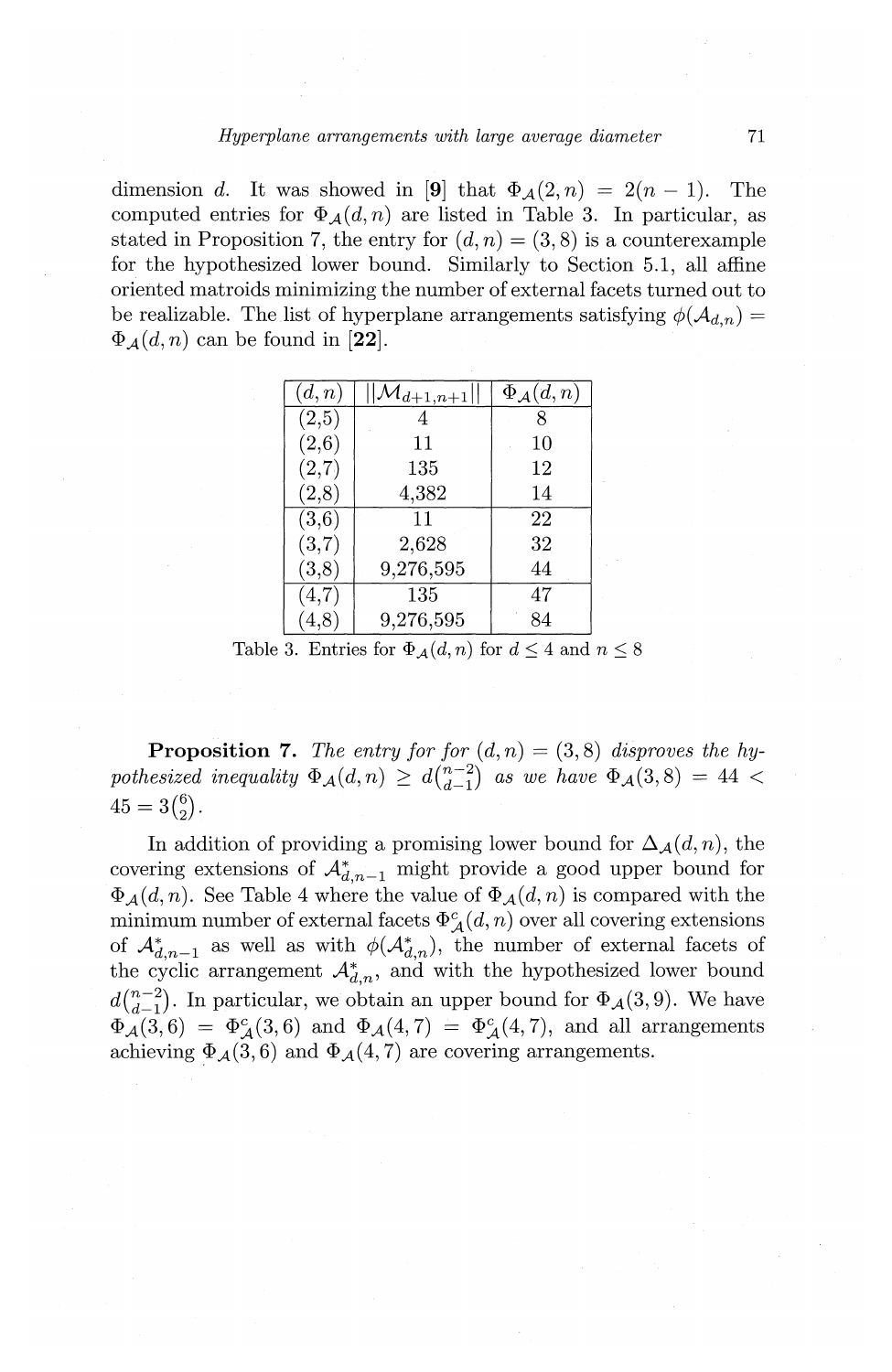dimension $d$. It was showed in [**9**] that $\Phi_{\mathcal{A}}(2,n) = 2(n-1)$. The computed entries for $\Phi_{\mathcal{A}}(d,n)$ are listed in Table 3. In particular, as stated in Proposition 7, the entry for $(d,n) = (3,8)$ is a counterexample for the hypothesized lower bound. Similarly to Section 5.1, all affine oriented matroids minimizing the number of external facets turned out to be realizable. The list of hyperplane arrangements satisfying $\phi(\mathcal{A}_{d,n}) = \Phi_{\mathcal{A}}(d,n)$ can be found in [**22**].

| $(d,n)$ | $\|\|\mathcal{M}_{d+1,n+1}\|\|$ | $\Phi_{\mathcal{A}}(d,n)$ |
|---|---|---|
| (2,5) | 4 | 8 |
| (2,6) | 11 | 10 |
| (2,7) | 135 | 12 |
| (2,8) | 4,382 | 14 |
| (3,6) | 11 | 22 |
| (3,7) | 2,628 | 32 |
| (3,8) | 9,276,595 | 44 |
| (4,7) | 135 | 47 |
| (4,8) | 9,276,595 | 84 |

Table 3. Entries for $\Phi_{\mathcal{A}}(d,n)$ for $d \leq 4$ and $n \leq 8$

**Proposition 7.** *The entry for for $(d,n) = (3,8)$ disproves the hypothesized inequality $\Phi_{\mathcal{A}}(d,n) \geq d\binom{n-2}{d-1}$ as we have $\Phi_{\mathcal{A}}(3,8) = 44 < 45 = 3\binom{6}{2}$.*

In addition of providing a promising lower bound for $\Delta_{\mathcal{A}}(d,n)$, the covering extensions of $\mathcal{A}^*_{d,n-1}$ might provide a good upper bound for $\Phi_{\mathcal{A}}(d,n)$. See Table 4 where the value of $\Phi_{\mathcal{A}}(d,n)$ is compared with the minimum number of external facets $\Phi^c_{\mathcal{A}}(d,n)$ over all covering extensions of $\mathcal{A}^*_{d,n-1}$ as well as with $\phi(\mathcal{A}^*_{d,n})$, the number of external facets of the cyclic arrangement $\mathcal{A}^*_{d,n}$, and with the hypothesized lower bound $d\binom{n-2}{d-1}$. In particular, we obtain an upper bound for $\Phi_{\mathcal{A}}(3,9)$. We have $\Phi_{\mathcal{A}}(3,6) = \Phi^c_{\mathcal{A}}(3,6)$ and $\Phi_{\mathcal{A}}(4,7) = \Phi^c_{\mathcal{A}}(4,7)$, and all arrangements achieving $\Phi_{\mathcal{A}}(3,6)$ and $\Phi_{\mathcal{A}}(4,7)$ are covering arrangements.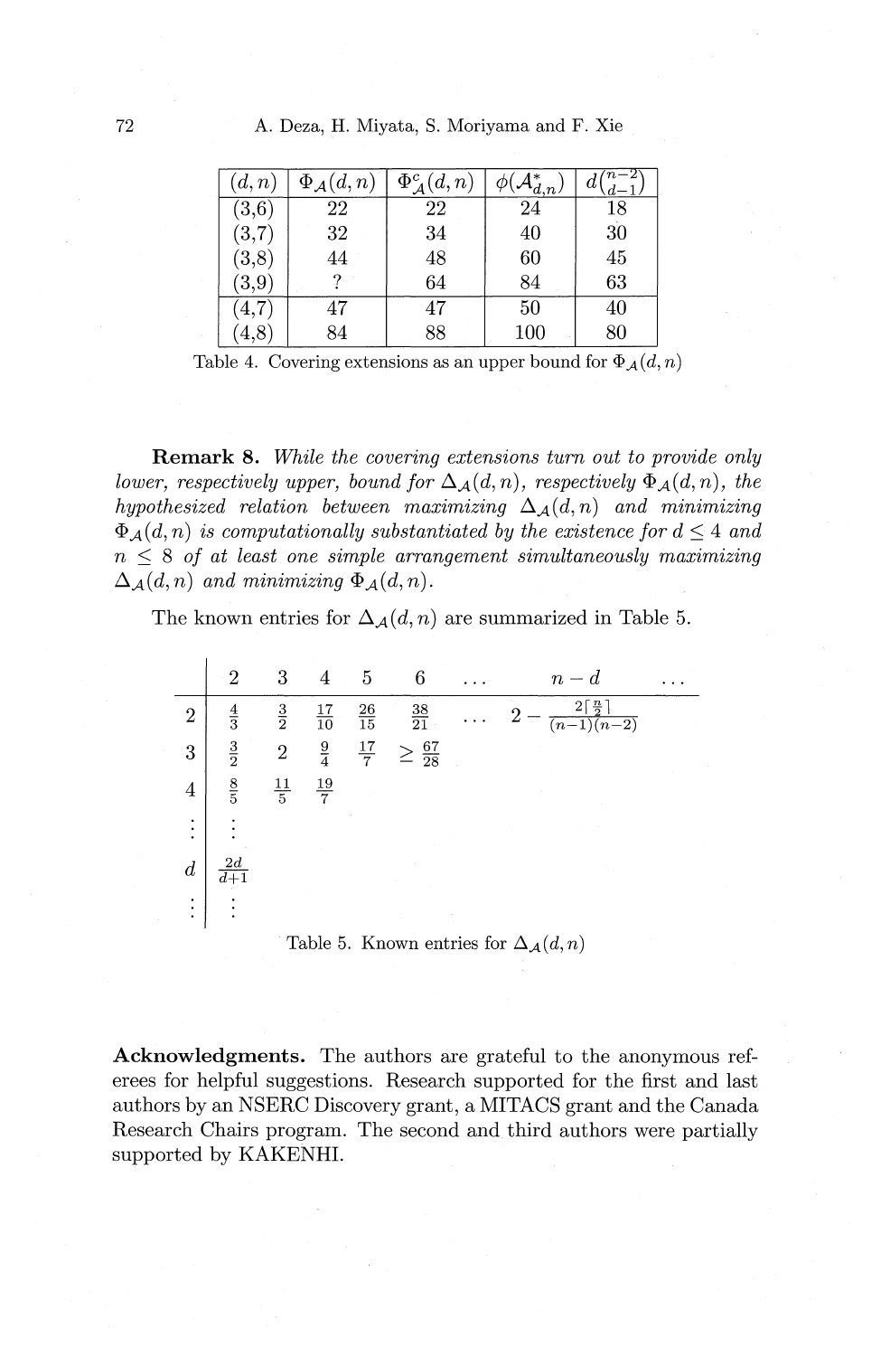| $(d,n)$ | $\Phi_{\mathcal{A}}(d,n)$ | $\Phi^c_{\mathcal{A}}(d,n)$ | $\phi(\mathcal{A}^*_{d,n})$ | $d\binom{n-2}{d-1}$ |
|---|---|---|---|---|
| (3,6) | 22 | 22 | 24 | 18 |
| (3,7) | 32 | 34 | 40 | 30 |
| (3,8) | 44 | 48 | 60 | 45 |
| (3,9) | ? | 64 | 84 | 63 |
| (4,7) | 47 | 47 | 50 | 40 |
| (4,8) | 84 | 88 | 100 | 80 |

Table 4. Covering extensions as an upper bound for $\Phi_{\mathcal{A}}(d,n)$

**Remark 8.** *While the covering extensions turn out to provide only lower, respectively upper, bound for $\Delta_{\mathcal{A}}(d,n)$, respectively $\Phi_{\mathcal{A}}(d,n)$, the hypothesized relation between maximizing $\Delta_{\mathcal{A}}(d,n)$ and minimizing $\Phi_{\mathcal{A}}(d,n)$ is computationally substantiated by the existence for $d \leq 4$ and $n \leq 8$ of at least one simple arrangement simultaneously maximizing $\Delta_{\mathcal{A}}(d,n)$ and minimizing $\Phi_{\mathcal{A}}(d,n)$.*

The known entries for $\Delta_{\mathcal{A}}(d,n)$ are summarized in Table 5.

| | 2 | 3 | 4 | 5 | 6 | ... | $n-d$ | ... |
|---|---|---|---|---|---|---|---|---|
| 2 | $\frac{4}{3}$ | $\frac{3}{2}$ | $\frac{17}{10}$ | $\frac{26}{15}$ | $\frac{38}{21}$ | ... | $2-\frac{2\lceil\frac{n}{2}\rceil}{(n-1)(n-2)}$ | |
| 3 | $\frac{3}{2}$ | 2 | $\frac{9}{4}$ | $\frac{17}{7}$ | $\geq \frac{67}{28}$ | | | |
| 4 | $\frac{8}{5}$ | $\frac{11}{5}$ | $\frac{19}{7}$ | | | | | |
| $\vdots$ | $\vdots$ | | | | | | | |
| $d$ | $\frac{2d}{d+1}$ | | | | | | | |
| $\vdots$ | $\vdots$ | | | | | | | |

Table 5. Known entries for $\Delta_{\mathcal{A}}(d,n)$

**Acknowledgments.** The authors are grateful to the anonymous referees for helpful suggestions. Research supported for the first and last authors by an NSERC Discovery grant, a MITACS grant and the Canada Research Chairs program. The second and third authors were partially supported by KAKENHI.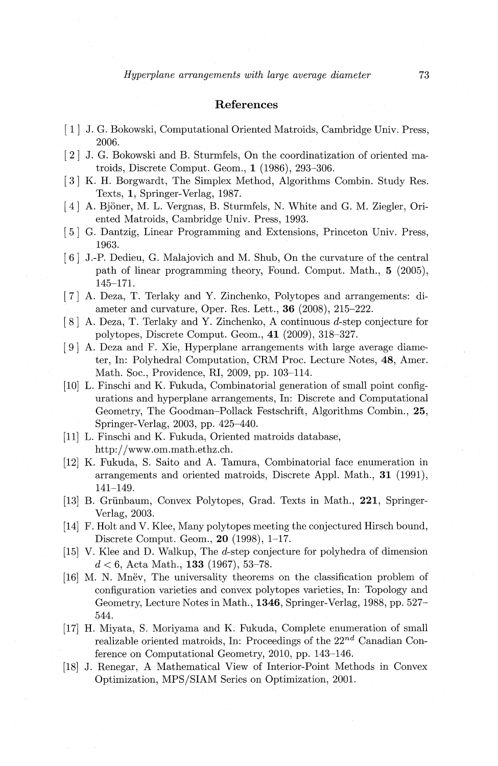## References

[1] J. G. Bokowski, Computational Oriented Matroids, Cambridge Univ. Press, 2006.

[2] J. G. Bokowski and B. Sturmfels, On the coordinatization of oriented matroids, Discrete Comput. Geom., **1** (1986), 293–306.

[3] K. H. Borgwardt, The Simplex Method, Algorithms Combin. Study Res. Texts, **1**, Springer-Verlag, 1987.

[4] A. Björner, M. L. Vergnas, B. Sturmfels, N. White and G. M. Ziegler, Oriented Matroids, Cambridge Univ. Press, 1993.

[5] G. Dantzig, Linear Programming and Extensions, Princeton Univ. Press, 1963.

[6] J.-P. Dedieu, G. Malajovich and M. Shub, On the curvature of the central path of linear programming theory, Found. Comput. Math., **5** (2005), 145–171.

[7] A. Deza, T. Terlaky and Y. Zinchenko, Polytopes and arrangements: diameter and curvature, Oper. Res. Lett., **36** (2008), 215–222.

[8] A. Deza, T. Terlaky and Y. Zinchenko, A continuous $d$-step conjecture for polytopes, Discrete Comput. Geom., **41** (2009), 318–327.

[9] A. Deza and F. Xie, Hyperplane arrangements with large average diameter, In: Polyhedral Computation, CRM Proc. Lecture Notes, **48**, Amer. Math. Soc., Providence, RI, 2009, pp. 103–114.

[10] L. Finschi and K. Fukuda, Combinatorial generation of small point configurations and hyperplane arrangements, In: Discrete and Computational Geometry, The Goodman–Pollack Festschrift, Algorithms Combin., **25**, Springer-Verlag, 2003, pp. 425–440.

[11] L. Finschi and K. Fukuda, Oriented matroids database, http://www.om.math.ethz.ch.

[12] K. Fukuda, S. Saito and A. Tamura, Combinatorial face enumeration in arrangements and oriented matroids, Discrete Appl. Math., **31** (1991), 141–149.

[13] B. Grünbaum, Convex Polytopes, Grad. Texts in Math., **221**, Springer-Verlag, 2003.

[14] F. Holt and V. Klee, Many polytopes meeting the conjectured Hirsch bound, Discrete Comput. Geom., **20** (1998), 1–17.

[15] V. Klee and D. Walkup, The $d$-step conjecture for polyhedra of dimension $d < 6$, Acta Math., **133** (1967), 53–78.

[16] M. N. Mnëv, The universality theorems on the classification problem of configuration varieties and convex polytopes varieties, In: Topology and Geometry, Lecture Notes in Math., **1346**, Springer-Verlag, 1988, pp. 527–544.

[17] H. Miyata, S. Moriyama and K. Fukuda, Complete enumeration of small realizable oriented matroids, In: Proceedings of the $22^{nd}$ Canadian Conference on Computational Geometry, 2010, pp. 143–146.

[18] J. Renegar, A Mathematical View of Interior-Point Methods in Convex Optimization, MPS/SIAM Series on Optimization, 2001.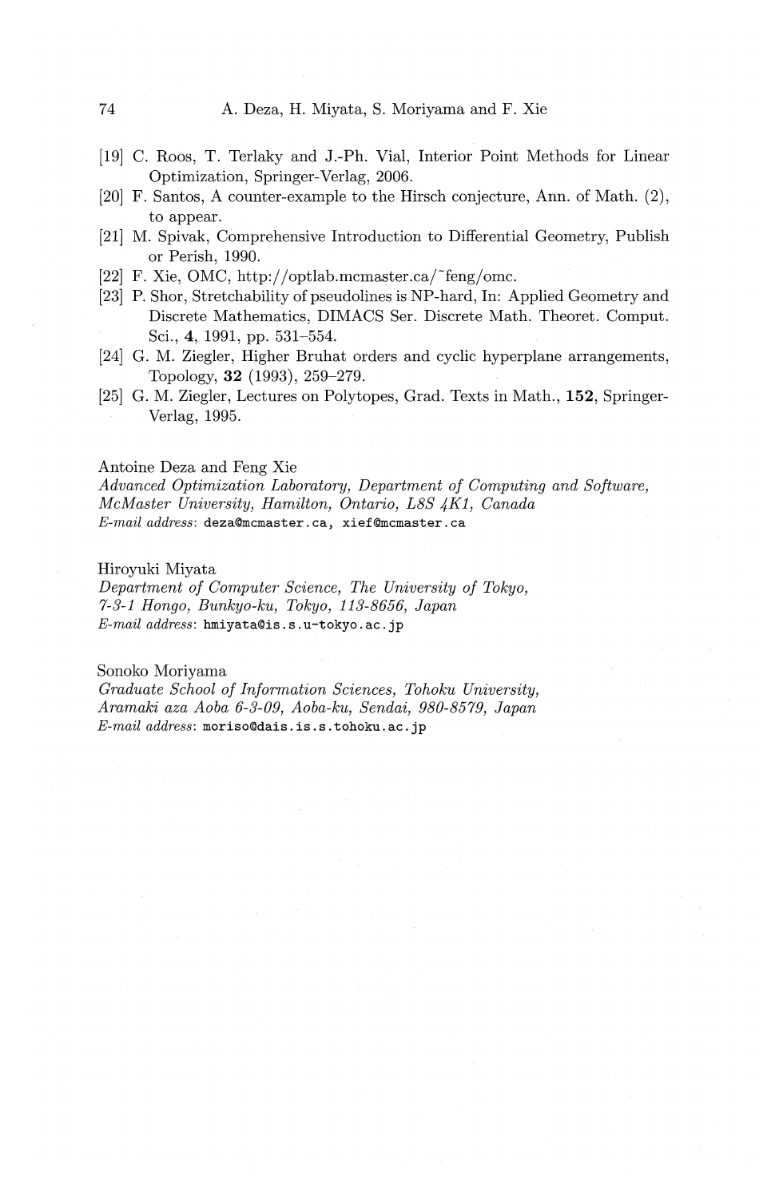[19] C. Roos, T. Terlaky and J.-Ph. Vial, Interior Point Methods for Linear Optimization, Springer-Verlag, 2006.

[20] F. Santos, A counter-example to the Hirsch conjecture, Ann. of Math. (2), to appear.

[21] M. Spivak, Comprehensive Introduction to Differential Geometry, Publish or Perish, 1990.

[22] F. Xie, OMC, http://optlab.mcmaster.ca/~feng/omc.

[23] P. Shor, Stretchability of pseudolines is NP-hard, In: Applied Geometry and Discrete Mathematics, DIMACS Ser. Discrete Math. Theoret. Comput. Sci., **4**, 1991, pp. 531–554.

[24] G. M. Ziegler, Higher Bruhat orders and cyclic hyperplane arrangements, Topology, **32** (1993), 259–279.

[25] G. M. Ziegler, Lectures on Polytopes, Grad. Texts in Math., **152**, Springer-Verlag, 1995.

Antoine Deza and Feng Xie
*Advanced Optimization Laboratory, Department of Computing and Software, McMaster University, Hamilton, Ontario, L8S 4K1, Canada*
*E-mail address*: `deza@mcmaster.ca, xief@mcmaster.ca`

Hiroyuki Miyata
*Department of Computer Science, The University of Tokyo, 7-3-1 Hongo, Bunkyo-ku, Tokyo, 113-8656, Japan*
*E-mail address*: `hmiyata@is.s.u-tokyo.ac.jp`

Sonoko Moriyama
*Graduate School of Information Sciences, Tohoku University, Aramaki aza Aoba 6-3-09, Aoba-ku, Sendai, 980-8579, Japan*
*E-mail address*: `moriso@dais.is.s.tohoku.ac.jp`